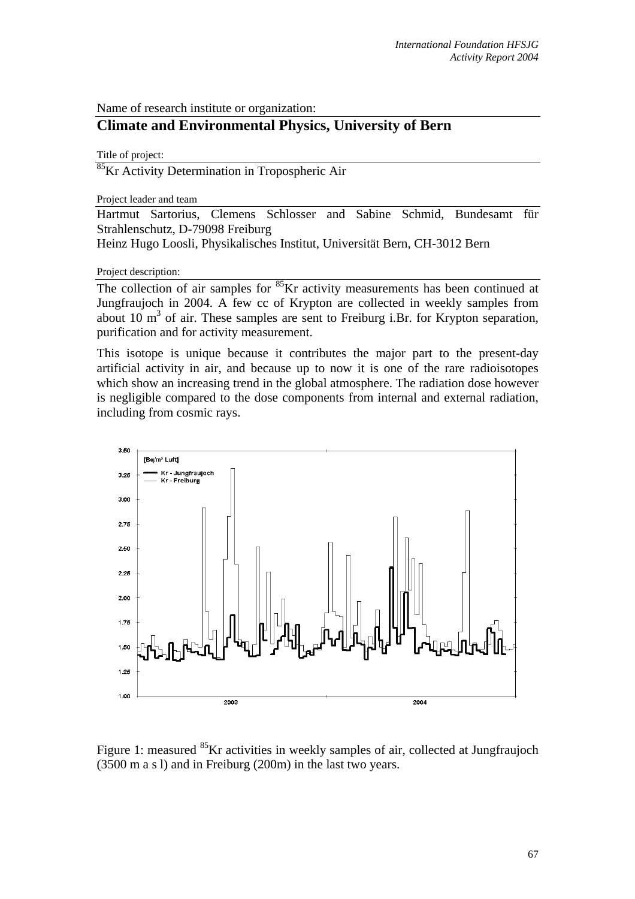Name of research institute or organization:

## Climate and Environmental Physics, University of Bern

Title of project:

$^{85}$Kr Activity Determination in Tropospheric Air

Project leader and team

Hartmut Sartorius, Clemens Schlosser and Sabine Schmid, Bundesamt für Strahlenschutz, D-79098 Freiburg
Heinz Hugo Loosli, Physikalisches Institut, Universität Bern, CH-3012 Bern

Project description:

The collection of air samples for $^{85}$Kr activity measurements has been continued at Jungfraujoch in 2004. A few cc of Krypton are collected in weekly samples from about 10 m$^3$ of air. These samples are sent to Freiburg i.Br. for Krypton separation, purification and for activity measurement.

This isotope is unique because it contributes the major part to the present-day artificial activity in air, and because up to now it is one of the rare radioisotopes which show an increasing trend in the global atmosphere. The radiation dose however is negligible compared to the dose components from internal and external radiation, including from cosmic rays.

Figure 1: measured $^{85}$Kr activities in weekly samples of air, collected at Jungfraujoch (3500 m a s l) and in Freiburg (200m) in the last two years.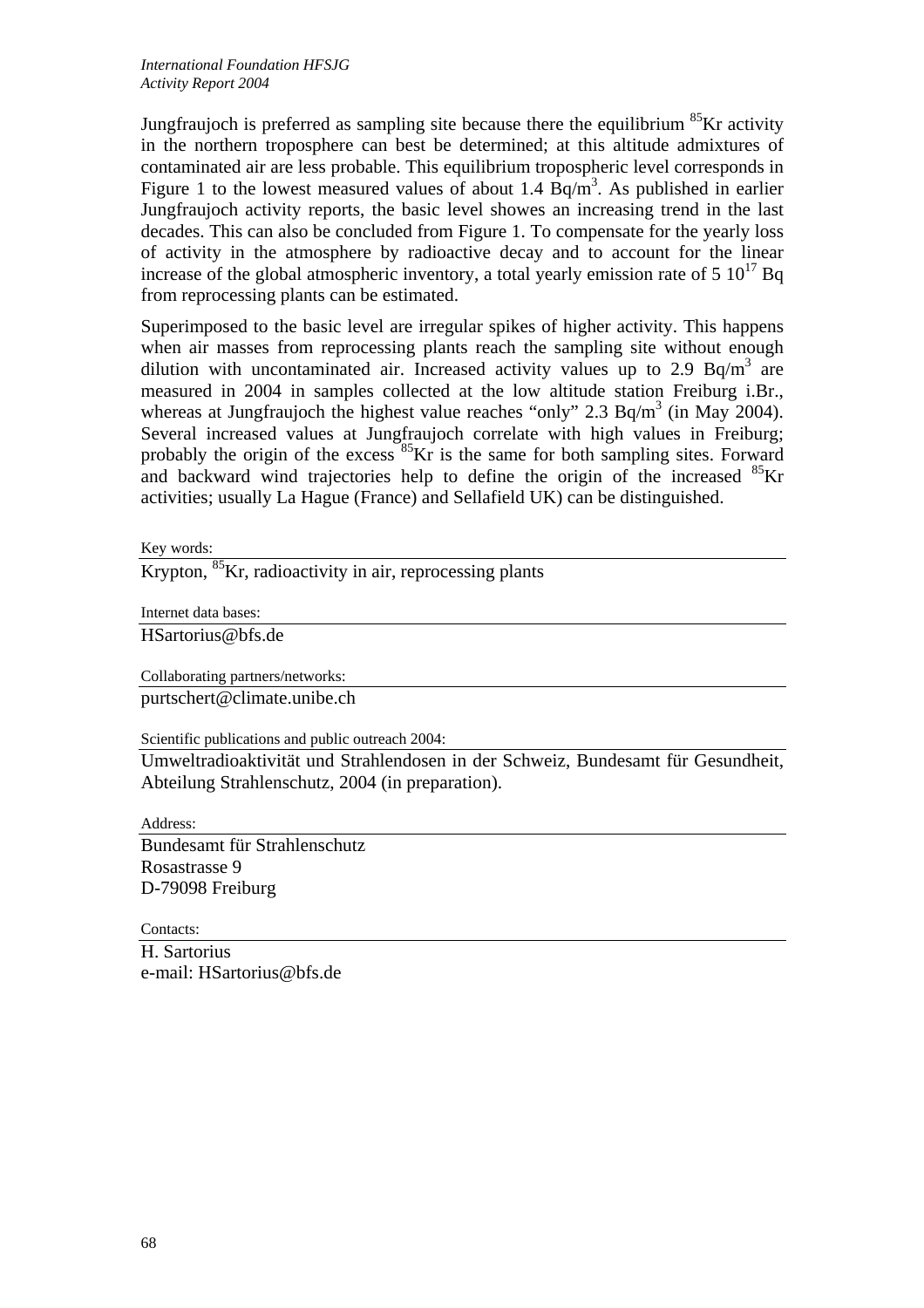Jungfraujoch is preferred as sampling site because there the equilibrium $^{85}Kr$ activity in the northern troposphere can best be determined; at this altitude admixtures of contaminated air are less probable. This equilibrium tropospheric level corresponds in Figure 1 to the lowest measured values of about 1.4 $Bq/m^3$. As published in earlier Jungfraujoch activity reports, the basic level showes an increasing trend in the last decades. This can also be concluded from Figure 1. To compensate for the yearly loss of activity in the atmosphere by radioactive decay and to account for the linear increase of the global atmospheric inventory, a total yearly emission rate of 5 $10^{17}$ Bq from reprocessing plants can be estimated.

Superimposed to the basic level are irregular spikes of higher activity. This happens when air masses from reprocessing plants reach the sampling site without enough dilution with uncontaminated air. Increased activity values up to 2.9 $Bq/m^3$ are measured in 2004 in samples collected at the low altitude station Freiburg i.Br., whereas at Jungfraujoch the highest value reaches "only" 2.3 $Bq/m^3$ (in May 2004). Several increased values at Jungfraujoch correlate with high values in Freiburg; probably the origin of the excess $^{85}Kr$ is the same for both sampling sites. Forward and backward wind trajectories help to define the origin of the increased $^{85}Kr$ activities; usually La Hague (France) and Sellafield UK) can be distinguished.

Key words:

Krypton, $^{85}Kr$, radioactivity in air, reprocessing plants

Internet data bases:

HSartorius@bfs.de

Collaborating partners/networks:

purtschert@climate.unibe.ch

Scientific publications and public outreach 2004:

Umweltradioaktivität und Strahlendosen in der Schweiz, Bundesamt für Gesundheit, Abteilung Strahlenschutz, 2004 (in preparation).

Address:

Bundesamt für Strahlenschutz
Rosastrasse 9
D-79098 Freiburg

Contacts:

H. Sartorius
e-mail: HSartorius@bfs.de